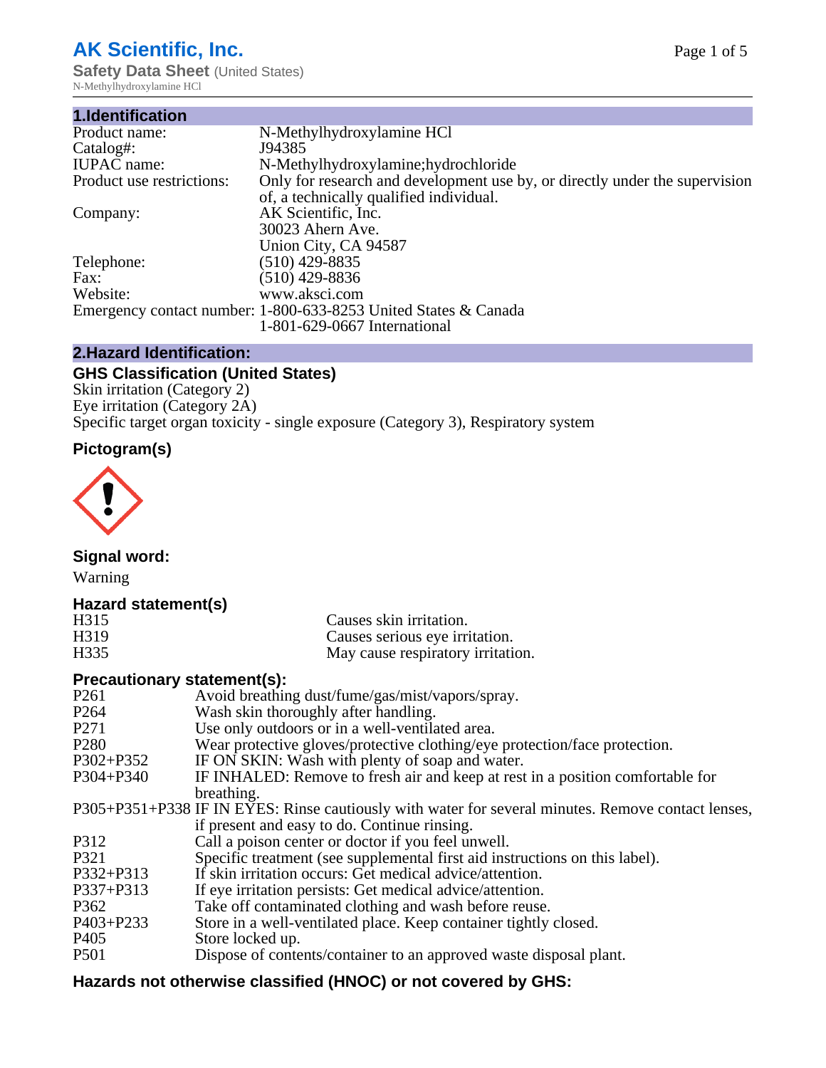# AK Scientific, Inc.

**Safety Data Sheet** (United States)

N-Methylhydroxylamine HCl

## 1.Identification

| | |
|---|---|
| Product name: | N-Methylhydroxylamine HCl |
| Catalog#: | J94385 |
| IUPAC name: | N-Methylhydroxylamine;hydrochloride |
| Product use restrictions: | Only for research and development use by, or directly under the supervision of, a technically qualified individual. |
| Company: | AK Scientific, Inc.<br>30023 Ahern Ave.<br>Union City, CA 94587 |
| Telephone: | (510) 429-8835 |
| Fax: | (510) 429-8836 |
| Website: | www.aksci.com |
| Emergency contact number: | 1-800-633-8253 United States & Canada<br>1-801-629-0667 International |

## 2.Hazard Identification:

### GHS Classification (United States)

Skin irritation (Category 2)
Eye irritation (Category 2A)
Specific target organ toxicity - single exposure (Category 3), Respiratory system

### Pictogram(s)

### Signal word:

Warning

### Hazard statement(s)

| | |
|---|---|
| H315 | Causes skin irritation. |
| H319 | Causes serious eye irritation. |
| H335 | May cause respiratory irritation. |

### Precautionary statement(s):

| | |
|---|---|
| P261 | Avoid breathing dust/fume/gas/mist/vapors/spray. |
| P264 | Wash skin thoroughly after handling. |
| P271 | Use only outdoors or in a well-ventilated area. |
| P280 | Wear protective gloves/protective clothing/eye protection/face protection. |
| P302+P352 | IF ON SKIN: Wash with plenty of soap and water. |
| P304+P340 | IF INHALED: Remove to fresh air and keep at rest in a position comfortable for breathing. |
| P305+P351+P338 | IF IN EYES: Rinse cautiously with water for several minutes. Remove contact lenses, if present and easy to do. Continue rinsing. |
| P312 | Call a poison center or doctor if you feel unwell. |
| P321 | Specific treatment (see supplemental first aid instructions on this label). |
| P332+P313 | If skin irritation occurs: Get medical advice/attention. |
| P337+P313 | If eye irritation persists: Get medical advice/attention. |
| P362 | Take off contaminated clothing and wash before reuse. |
| P403+P233 | Store in a well-ventilated place. Keep container tightly closed. |
| P405 | Store locked up. |
| P501 | Dispose of contents/container to an approved waste disposal plant. |

### Hazards not otherwise classified (HNOC) or not covered by GHS: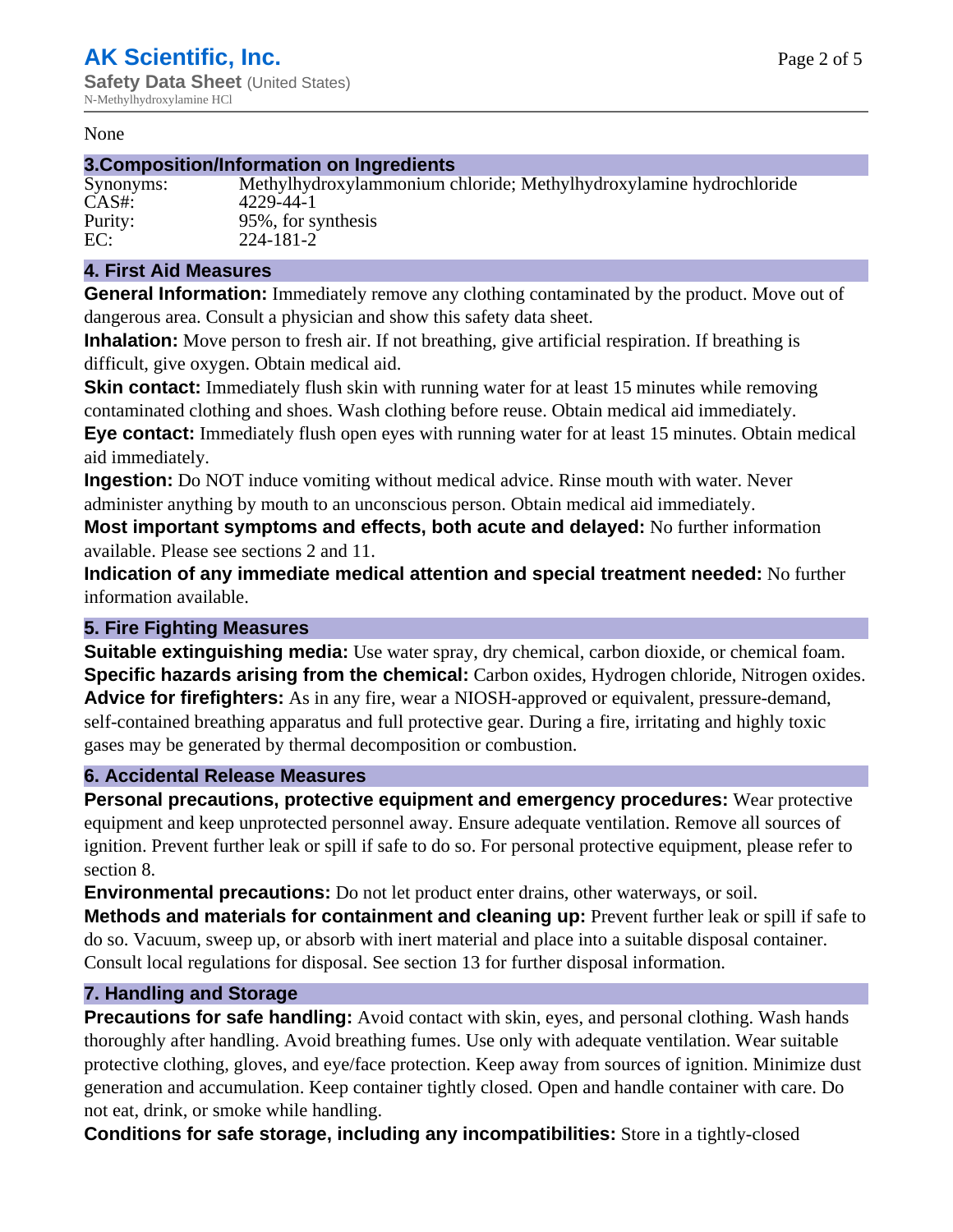None

## 3.Composition/Information on Ingredients

| | |
|---|---|
| Synonyms: | Methylhydroxylammonium chloride; Methylhydroxylamine hydrochloride |
| CAS#: | 4229-44-1 |
| Purity: | 95%, for synthesis |
| EC: | 224-181-2 |

## 4. First Aid Measures

**General Information:** Immediately remove any clothing contaminated by the product. Move out of dangerous area. Consult a physician and show this safety data sheet.

**Inhalation:** Move person to fresh air. If not breathing, give artificial respiration. If breathing is difficult, give oxygen. Obtain medical aid.

**Skin contact:** Immediately flush skin with running water for at least 15 minutes while removing contaminated clothing and shoes. Wash clothing before reuse. Obtain medical aid immediately.

**Eye contact:** Immediately flush open eyes with running water for at least 15 minutes. Obtain medical aid immediately.

**Ingestion:** Do NOT induce vomiting without medical advice. Rinse mouth with water. Never administer anything by mouth to an unconscious person. Obtain medical aid immediately.

**Most important symptoms and effects, both acute and delayed:** No further information available. Please see sections 2 and 11.

**Indication of any immediate medical attention and special treatment needed:** No further information available.

## 5. Fire Fighting Measures

**Suitable extinguishing media:** Use water spray, dry chemical, carbon dioxide, or chemical foam.

**Specific hazards arising from the chemical:** Carbon oxides, Hydrogen chloride, Nitrogen oxides.

**Advice for firefighters:** As in any fire, wear a NIOSH-approved or equivalent, pressure-demand, self-contained breathing apparatus and full protective gear. During a fire, irritating and highly toxic gases may be generated by thermal decomposition or combustion.

## 6. Accidental Release Measures

**Personal precautions, protective equipment and emergency procedures:** Wear protective equipment and keep unprotected personnel away. Ensure adequate ventilation. Remove all sources of ignition. Prevent further leak or spill if safe to do so. For personal protective equipment, please refer to section 8.

**Environmental precautions:** Do not let product enter drains, other waterways, or soil.

**Methods and materials for containment and cleaning up:** Prevent further leak or spill if safe to do so. Vacuum, sweep up, or absorb with inert material and place into a suitable disposal container. Consult local regulations for disposal. See section 13 for further disposal information.

## 7. Handling and Storage

**Precautions for safe handling:** Avoid contact with skin, eyes, and personal clothing. Wash hands thoroughly after handling. Avoid breathing fumes. Use only with adequate ventilation. Wear suitable protective clothing, gloves, and eye/face protection. Keep away from sources of ignition. Minimize dust generation and accumulation. Keep container tightly closed. Open and handle container with care. Do not eat, drink, or smoke while handling.

**Conditions for safe storage, including any incompatibilities:** Store in a tightly-closed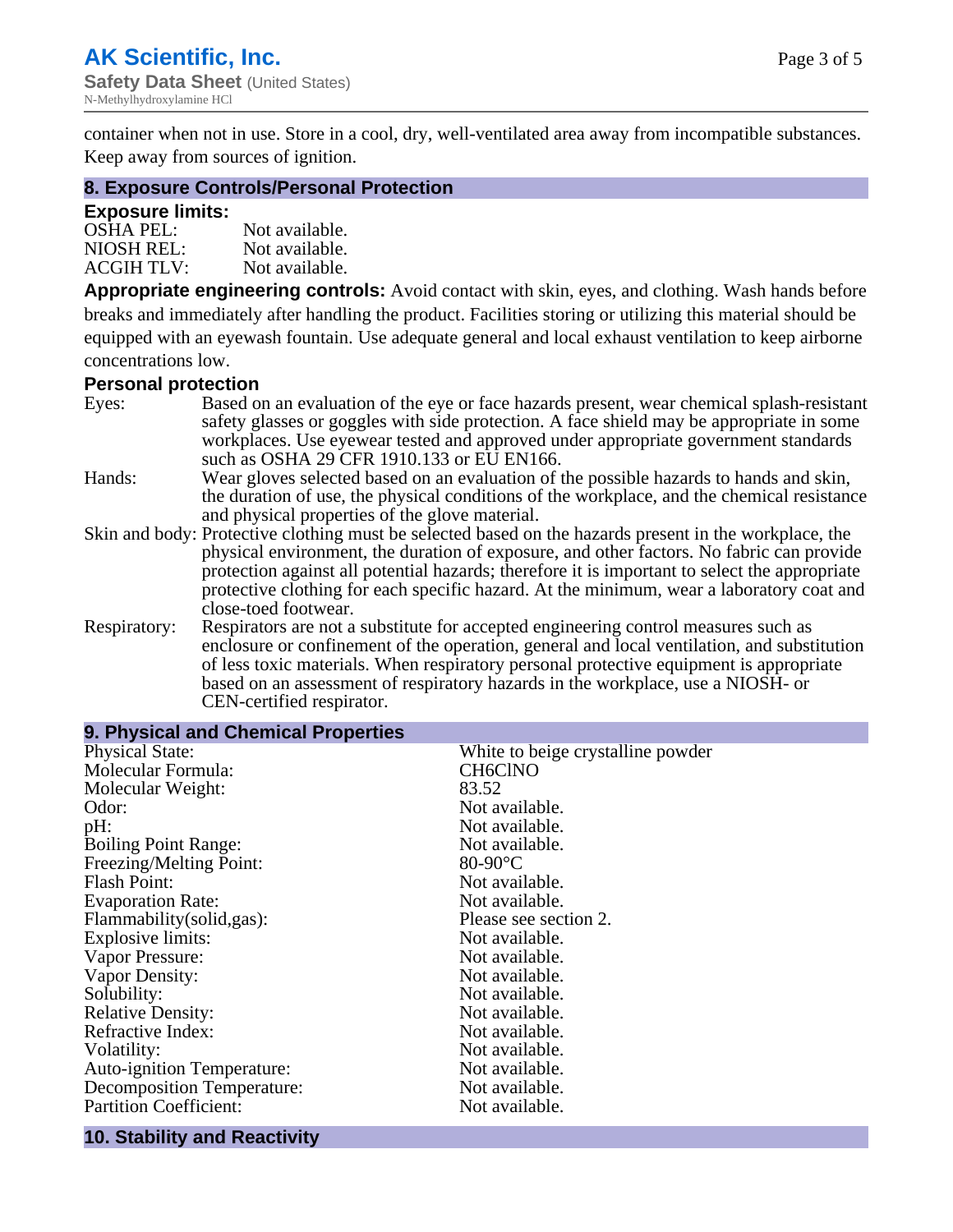container when not in use. Store in a cool, dry, well-ventilated area away from incompatible substances. Keep away from sources of ignition.

## 8. Exposure Controls/Personal Protection

### Exposure limits:

| | |
|---|---|
| OSHA PEL: | Not available. |
| NIOSH REL: | Not available. |
| ACGIH TLV: | Not available. |

**Appropriate engineering controls:** Avoid contact with skin, eyes, and clothing. Wash hands before breaks and immediately after handling the product. Facilities storing or utilizing this material should be equipped with an eyewash fountain. Use adequate general and local exhaust ventilation to keep airborne concentrations low.

### Personal protection

| | |
|---|---|
| Eyes: | Based on an evaluation of the eye or face hazards present, wear chemical splash-resistant safety glasses or goggles with side protection. A face shield may be appropriate in some workplaces. Use eyewear tested and approved under appropriate government standards such as OSHA 29 CFR 1910.133 or EU EN166. |
| Hands: | Wear gloves selected based on an evaluation of the possible hazards to hands and skin, the duration of use, the physical conditions of the workplace, and the chemical resistance and physical properties of the glove material. |
| Skin and body: | Protective clothing must be selected based on the hazards present in the workplace, the physical environment, the duration of exposure, and other factors. No fabric can provide protection against all potential hazards; therefore it is important to select the appropriate protective clothing for each specific hazard. At the minimum, wear a laboratory coat and close-toed footwear. |
| Respiratory: | Respirators are not a substitute for accepted engineering control measures such as enclosure or confinement of the operation, general and local ventilation, and substitution of less toxic materials. When respiratory personal protective equipment is appropriate based on an assessment of respiratory hazards in the workplace, use a NIOSH- or CEN-certified respirator. |

## 9. Physical and Chemical Properties

| | |
|---|---|
| Physical State: | White to beige crystalline powder |
| Molecular Formula: | CH6ClNO |
| Molecular Weight: | 83.52 |
| Odor: | Not available. |
| pH: | Not available. |
| Boiling Point Range: | Not available. |
| Freezing/Melting Point: | 80-90°C |
| Flash Point: | Not available. |
| Evaporation Rate: | Not available. |
| Flammability(solid,gas): | Please see section 2. |
| Explosive limits: | Not available. |
| Vapor Pressure: | Not available. |
| Vapor Density: | Not available. |
| Solubility: | Not available. |
| Relative Density: | Not available. |
| Refractive Index: | Not available. |
| Volatility: | Not available. |
| Auto-ignition Temperature: | Not available. |
| Decomposition Temperature: | Not available. |
| Partition Coefficient: | Not available. |

## 10. Stability and Reactivity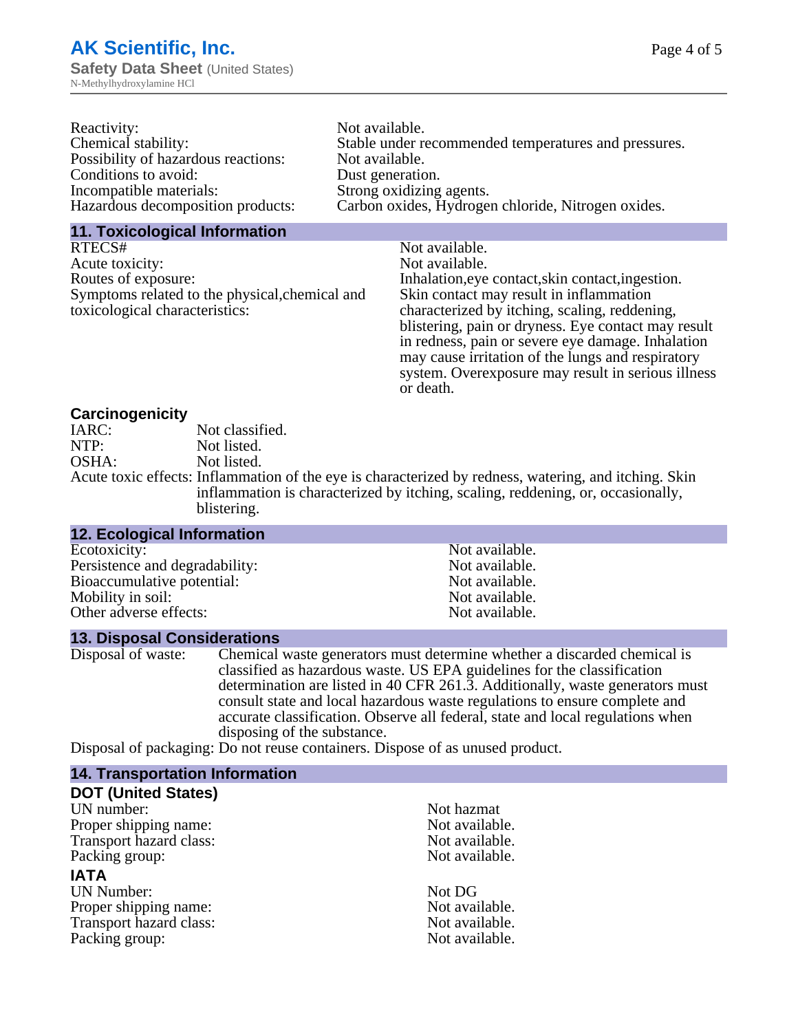| | |
|---|---|
| Reactivity: | Not available. |
| Chemical stability: | Stable under recommended temperatures and pressures. |
| Possibility of hazardous reactions: | Not available. |
| Conditions to avoid: | Dust generation. |
| Incompatible materials: | Strong oxidizing agents. |
| Hazardous decomposition products: | Carbon oxides, Hydrogen chloride, Nitrogen oxides. |

## 11. Toxicological Information

| | |
|---|---|
| RTECS# | Not available. |
| Acute toxicity: | Not available. |
| Routes of exposure: | Inhalation,eye contact,skin contact,ingestion. |
| Symptoms related to the physical,chemical and toxicological characteristics: | Skin contact may result in inflammation characterized by itching, scaling, reddening, blistering, pain or dryness. Eye contact may result in redness, pain or severe eye damage. Inhalation may cause irritation of the lungs and respiratory system. Overexposure may result in serious illness or death. |

### Carcinogenicity

| | |
|---|---|
| IARC: | Not classified. |
| NTP: | Not listed. |
| OSHA: | Not listed. |
| Acute toxic effects: | Inflammation of the eye is characterized by redness, watering, and itching. Skin inflammation is characterized by itching, scaling, reddening, or, occasionally, blistering. |

## 12. Ecological Information

| | |
|---|---|
| Ecotoxicity: | Not available. |
| Persistence and degradability: | Not available. |
| Bioaccumulative potential: | Not available. |
| Mobility in soil: | Not available. |
| Other adverse effects: | Not available. |

## 13. Disposal Considerations

Disposal of waste: Chemical waste generators must determine whether a discarded chemical is classified as hazardous waste. US EPA guidelines for the classification determination are listed in 40 CFR 261.3. Additionally, waste generators must consult state and local hazardous waste regulations to ensure complete and accurate classification. Observe all federal, state and local regulations when disposing of the substance.

Disposal of packaging: Do not reuse containers. Dispose of as unused product.

## 14. Transportation Information

### DOT (United States)

| | |
|---|---|
| UN number: | Not hazmat |
| Proper shipping name: | Not available. |
| Transport hazard class: | Not available. |
| Packing group: | Not available. |

### IATA

| | |
|---|---|
| UN Number: | Not DG |
| Proper shipping name: | Not available. |
| Transport hazard class: | Not available. |
| Packing group: | Not available. |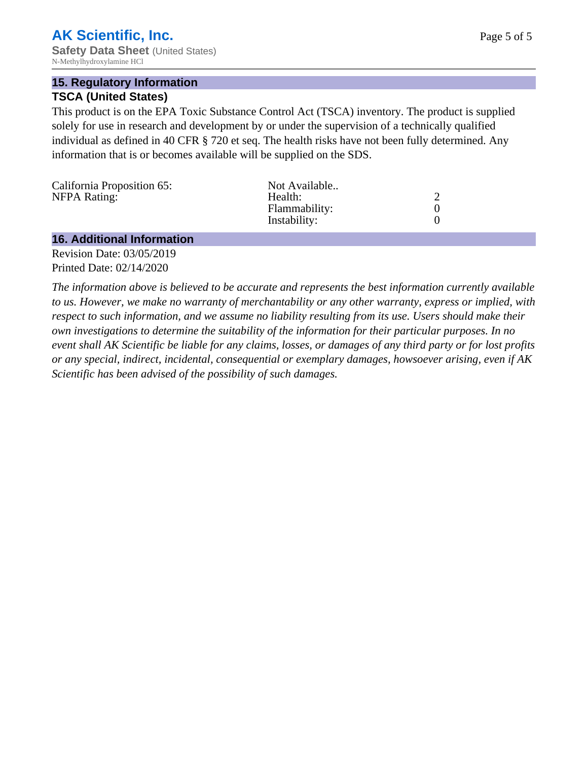## 15. Regulatory Information

### TSCA (United States)

This product is on the EPA Toxic Substance Control Act (TSCA) inventory. The product is supplied solely for use in research and development by or under the supervision of a technically qualified individual as defined in 40 CFR § 720 et seq. The health risks have not been fully determined. Any information that is or becomes available will be supplied on the SDS.

| | | |
|---|---|---|
| California Proposition 65: | Not Available.. | |
| NFPA Rating: | Health: | 2 |
| | Flammability: | 0 |
| | Instability: | 0 |

## 16. Additional Information

Revision Date: 03/05/2019
Printed Date: 02/14/2020

*The information above is believed to be accurate and represents the best information currently available to us. However, we make no warranty of merchantability or any other warranty, express or implied, with respect to such information, and we assume no liability resulting from its use. Users should make their own investigations to determine the suitability of the information for their particular purposes. In no event shall AK Scientific be liable for any claims, losses, or damages of any third party or for lost profits or any special, indirect, incidental, consequential or exemplary damages, howsoever arising, even if AK Scientific has been advised of the possibility of such damages.*